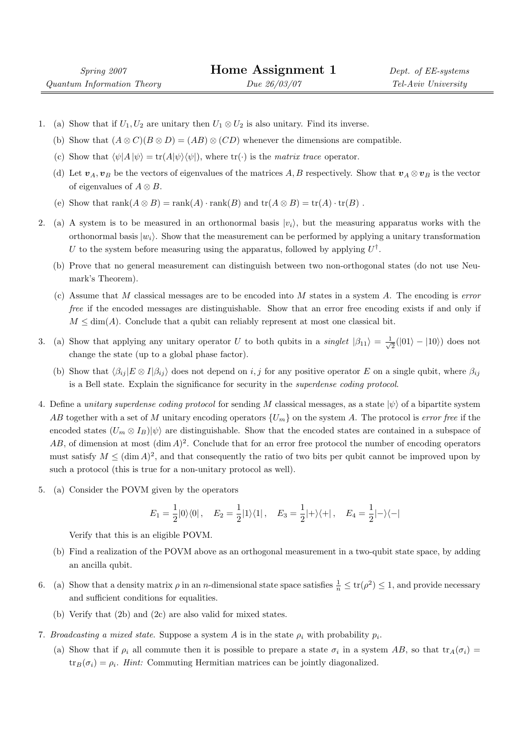Spring 2007 — Quantum Information Theory

# Home Assignment 1

Due 26/03/07

Dept. of EE-systems — Tel-Aviv University

1. (a) Show that if $U_1, U_2$ are unitary then $U_1 \otimes U_2$ is also unitary. Find its inverse.

   (b) Show that $(A \otimes C)(B \otimes D) = (AB) \otimes (CD)$ whenever the dimensions are compatible.

   (c) Show that $\langle\psi|A|\psi\rangle = \mathrm{tr}(A|\psi\rangle\langle\psi|)$, where $\mathrm{tr}(\cdot)$ is the *matrix trace* operator.

   (d) Let $\boldsymbol{v}_A, \boldsymbol{v}_B$ be the vectors of eigenvalues of the matrices $A, B$ respectively. Show that $\boldsymbol{v}_A \otimes \boldsymbol{v}_B$ is the vector of eigenvalues of $A \otimes B$.

   (e) Show that $\mathrm{rank}(A \otimes B) = \mathrm{rank}(A) \cdot \mathrm{rank}(B)$ and $\mathrm{tr}(A \otimes B) = \mathrm{tr}(A) \cdot \mathrm{tr}(B)$ .

2. (a) A system is to be measured in an orthonormal basis $|v_i\rangle$, but the measuring apparatus works with the orthonormal basis $|w_i\rangle$. Show that the measurement can be performed by applying a unitary transformation $U$ to the system before measuring using the apparatus, followed by applying $U^\dagger$.

   (b) Prove that no general measurement can distinguish between two non-orthogonal states (do not use Neumark's Theorem).

   (c) Assume that $M$ classical messages are to be encoded into $M$ states in a system $A$. The encoding is *error free* if the encoded messages are distinguishable. Show that an error free encoding exists if and only if $M \leq \dim(A)$. Conclude that a qubit can reliably represent at most one classical bit.

3. (a) Show that applying any unitary operator $U$ to both qubits in a *singlet* $|\beta_{11}\rangle = \frac{1}{\sqrt{2}}(|01\rangle - |10\rangle)$ does not change the state (up to a global phase factor).

   (b) Show that $\langle\beta_{ij}|E \otimes I|\beta_{ij}\rangle$ does not depend on $i, j$ for any positive operator $E$ on a single qubit, where $\beta_{ij}$ is a Bell state. Explain the significance for security in the *superdense coding protocol*.

4. Define a *unitary superdense coding protocol* for sending $M$ classical messages, as a state $|\psi\rangle$ of a bipartite system $AB$ together with a set of $M$ unitary encoding operators $\{U_m\}$ on the system $A$. The protocol is *error free* if the encoded states $(U_m \otimes I_B)|\psi\rangle$ are distinguishable. Show that the encoded states are contained in a subspace of $AB$, of dimension at most $(\dim A)^2$. Conclude that for an error free protocol the number of encoding operators must satisfy $M \leq (\dim A)^2$, and that consequently the ratio of two bits per qubit cannot be improved upon by such a protocol (this is true for a non-unitary protocol as well).

5. (a) Consider the POVM given by the operators

$$E_1 = \frac{1}{2}|0\rangle\langle 0|\,, \quad E_2 = \frac{1}{2}|1\rangle\langle 1|\,, \quad E_3 = \frac{1}{2}|+\rangle\langle +|\,, \quad E_4 = \frac{1}{2}|-\rangle\langle -|$$

   Verify that this is an eligible POVM.

   (b) Find a realization of the POVM above as an orthogonal measurement in a two-qubit state space, by adding an ancilla qubit.

6. (a) Show that a density matrix $\rho$ in an $n$-dimensional state space satisfies $\frac{1}{n} \leq \mathrm{tr}(\rho^2) \leq 1$, and provide necessary and sufficient conditions for equalities.

   (b) Verify that (2b) and (2c) are also valid for mixed states.

7. *Broadcasting a mixed state.* Suppose a system $A$ is in the state $\rho_i$ with probability $p_i$.

   (a) Show that if $\rho_i$ all commute then it is possible to prepare a state $\sigma_i$ in a system $AB$, so that $\mathrm{tr}_A(\sigma_i) = \mathrm{tr}_B(\sigma_i) = \rho_i$. *Hint:* Commuting Hermitian matrices can be jointly diagonalized.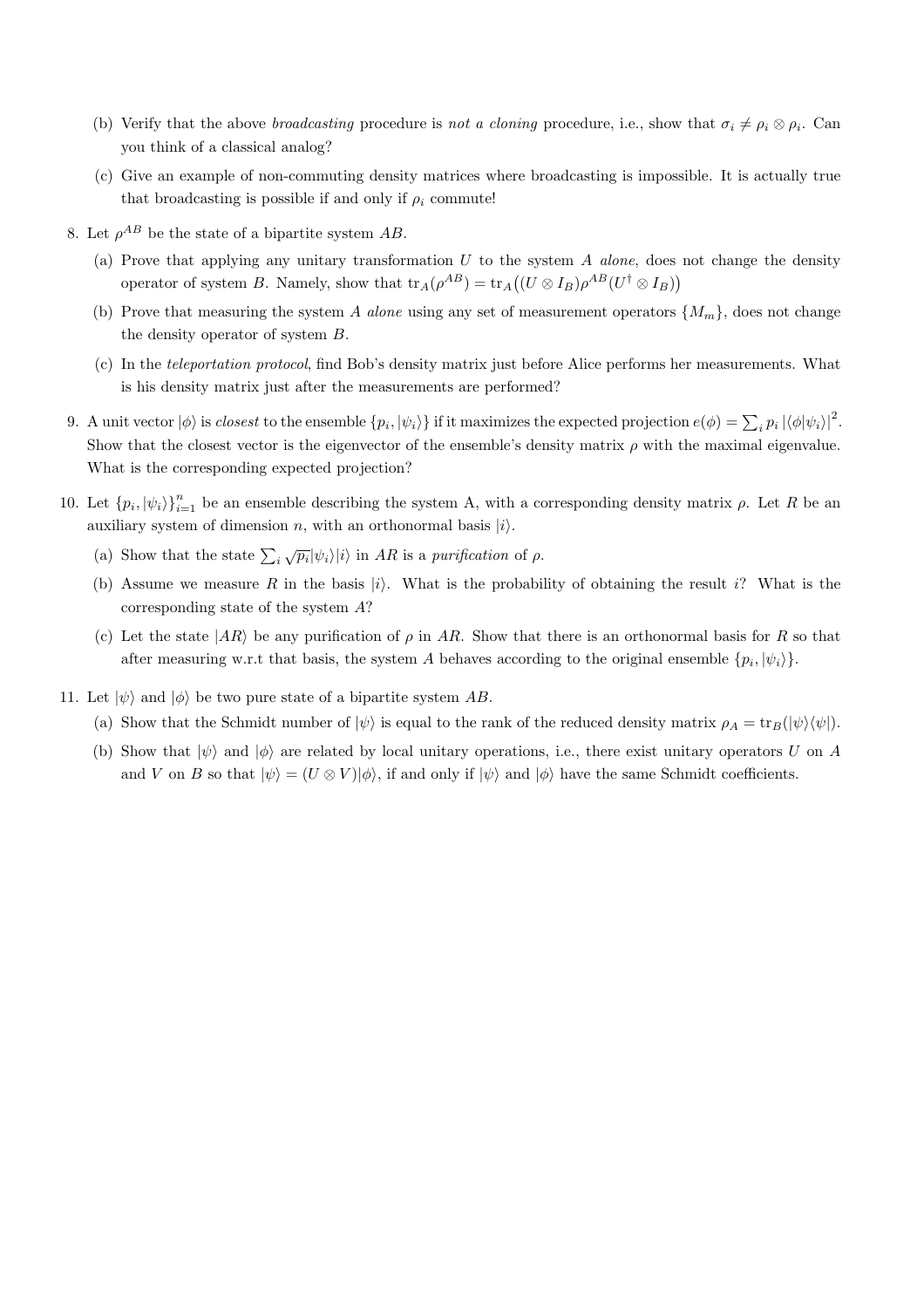(b) Verify that the above *broadcasting* procedure is *not a cloning* procedure, i.e., show that $\sigma_i \neq \rho_i \otimes \rho_i$. Can you think of a classical analog?

(c) Give an example of non-commuting density matrices where broadcasting is impossible. It is actually true that broadcasting is possible if and only if $\rho_i$ commute!

8. Let $\rho^{AB}$ be the state of a bipartite system $AB$.

   (a) Prove that applying any unitary transformation $U$ to the system $A$ *alone*, does not change the density operator of system $B$. Namely, show that $\mathrm{tr}_A(\rho^{AB}) = \mathrm{tr}_A\big((U \otimes I_B)\rho^{AB}(U^\dagger \otimes I_B)\big)$

   (b) Prove that measuring the system $A$ *alone* using any set of measurement operators $\{M_m\}$, does not change the density operator of system $B$.

   (c) In the *teleportation protocol*, find Bob's density matrix just before Alice performs her measurements. What is his density matrix just after the measurements are performed?

9. A unit vector $|\phi\rangle$ is *closest* to the ensemble $\{p_i, |\psi_i\rangle\}$ if it maximizes the expected projection $e(\phi) = \sum_i p_i \left|\langle\phi|\psi_i\rangle\right|^2$. Show that the closest vector is the eigenvector of the ensemble's density matrix $\rho$ with the maximal eigenvalue. What is the corresponding expected projection?

10. Let $\{p_i, |\psi_i\rangle\}_{i=1}^n$ be an ensemble describing the system A, with a corresponding density matrix $\rho$. Let $R$ be an auxiliary system of dimension $n$, with an orthonormal basis $|i\rangle$.

    (a) Show that the state $\sum_i \sqrt{p_i}|\psi_i\rangle|i\rangle$ in $AR$ is a *purification* of $\rho$.

    (b) Assume we measure $R$ in the basis $|i\rangle$. What is the probability of obtaining the result $i$? What is the corresponding state of the system $A$?

    (c) Let the state $|AR\rangle$ be any purification of $\rho$ in $AR$. Show that there is an orthonormal basis for $R$ so that after measuring w.r.t that basis, the system $A$ behaves according to the original ensemble $\{p_i, |\psi_i\rangle\}$.

11. Let $|\psi\rangle$ and $|\phi\rangle$ be two pure state of a bipartite system $AB$.

    (a) Show that the Schmidt number of $|\psi\rangle$ is equal to the rank of the reduced density matrix $\rho_A = \mathrm{tr}_B(|\psi\rangle\langle\psi|)$.

    (b) Show that $|\psi\rangle$ and $|\phi\rangle$ are related by local unitary operations, i.e., there exist unitary operators $U$ on $A$ and $V$ on $B$ so that $|\psi\rangle = (U \otimes V)|\phi\rangle$, if and only if $|\psi\rangle$ and $|\phi\rangle$ have the same Schmidt coefficients.